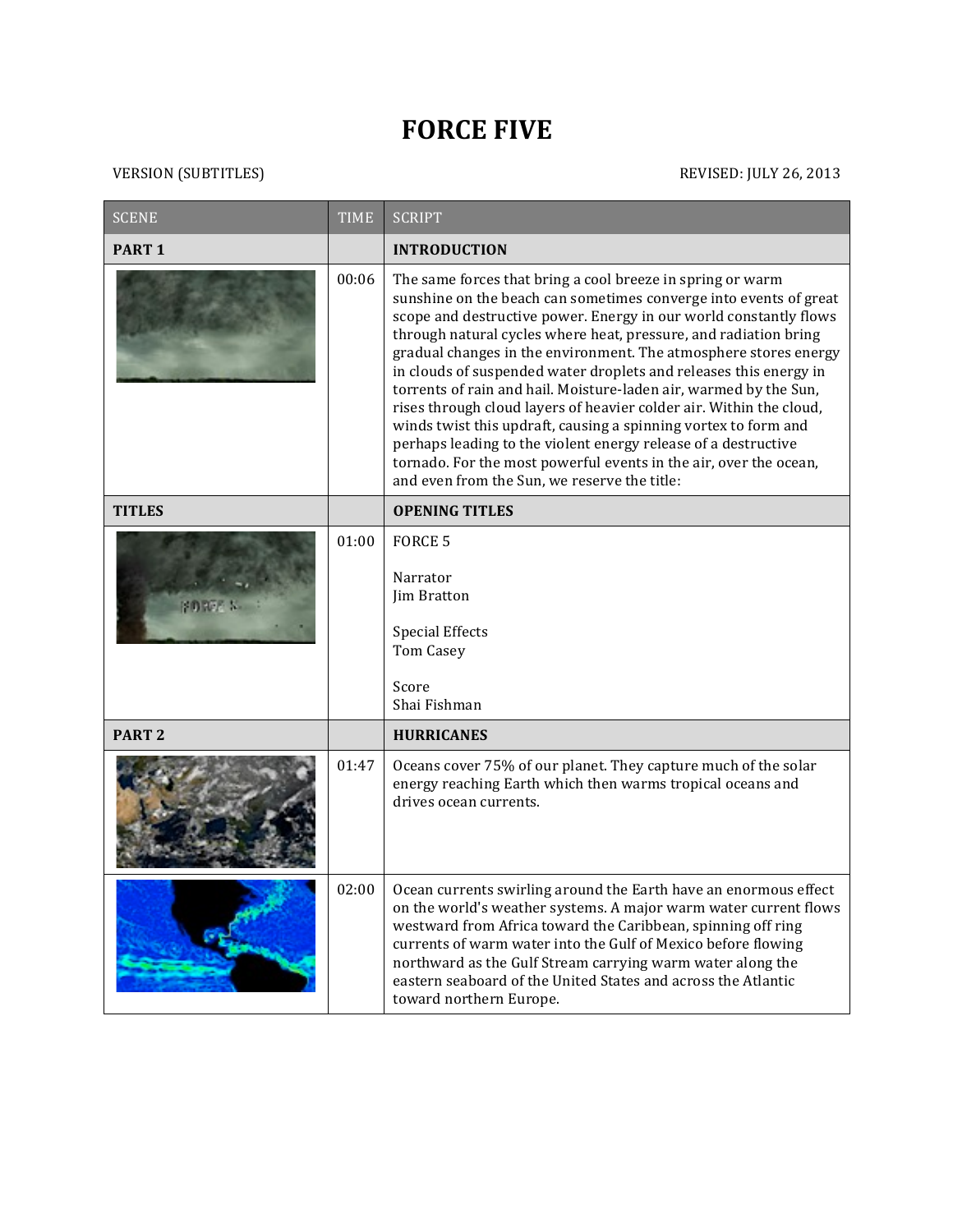# FORCE FIVE

VERSION (SUBTITLES) REVISED: JULY 26, 2013

| SCENE | TIME | SCRIPT |
|---|---|---|
| **PART 1** | | **INTRODUCTION** |
| | 00:06 | The same forces that bring a cool breeze in spring or warm sunshine on the beach can sometimes converge into events of great scope and destructive power. Energy in our world constantly flows through natural cycles where heat, pressure, and radiation bring gradual changes in the environment. The atmosphere stores energy in clouds of suspended water droplets and releases this energy in torrents of rain and hail. Moisture-laden air, warmed by the Sun, rises through cloud layers of heavier colder air. Within the cloud, winds twist this updraft, causing a spinning vortex to form and perhaps leading to the violent energy release of a destructive tornado. For the most powerful events in the air, over the ocean, and even from the Sun, we reserve the title: |
| **TITLES** | | **OPENING TITLES** |
| | 01:00 | FORCE 5<br><br>Narrator<br>Jim Bratton<br><br>Special Effects<br>Tom Casey<br><br>Score<br>Shai Fishman |
| **PART 2** | | **HURRICANES** |
| | 01:47 | Oceans cover 75% of our planet. They capture much of the solar energy reaching Earth which then warms tropical oceans and drives ocean currents. |
| | 02:00 | Ocean currents swirling around the Earth have an enormous effect on the world's weather systems. A major warm water current flows westward from Africa toward the Caribbean, spinning off ring currents of warm water into the Gulf of Mexico before flowing northward as the Gulf Stream carrying warm water along the eastern seaboard of the United States and across the Atlantic toward northern Europe. |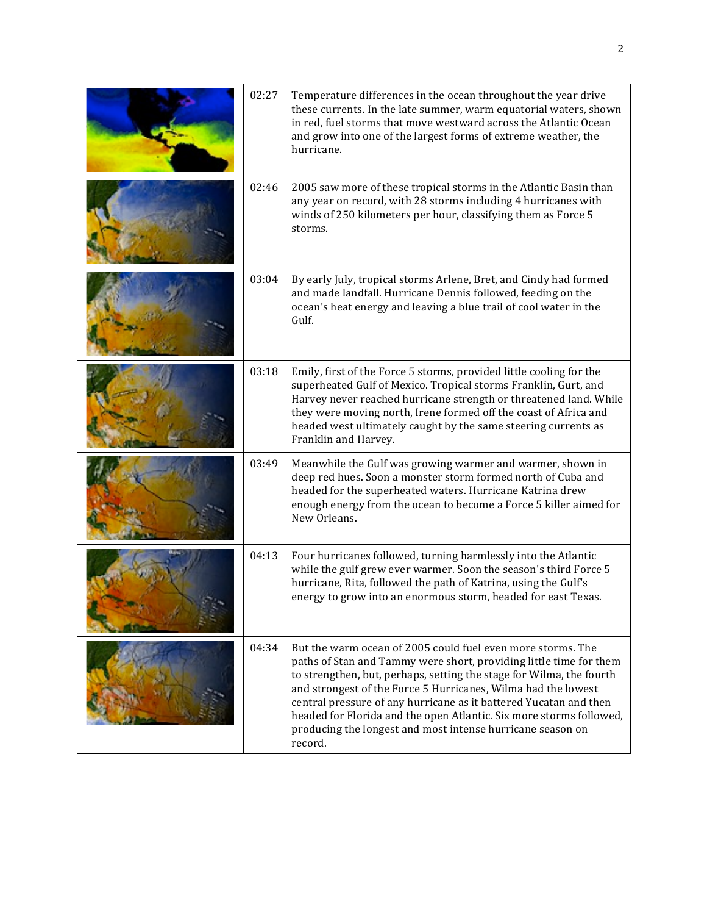| | | |
|---|---|---|
| | 02:27 | Temperature differences in the ocean throughout the year drive these currents. In the late summer, warm equatorial waters, shown in red, fuel storms that move westward across the Atlantic Ocean and grow into one of the largest forms of extreme weather, the hurricane. |
| | 02:46 | 2005 saw more of these tropical storms in the Atlantic Basin than any year on record, with 28 storms including 4 hurricanes with winds of 250 kilometers per hour, classifying them as Force 5 storms. |
| | 03:04 | By early July, tropical storms Arlene, Bret, and Cindy had formed and made landfall. Hurricane Dennis followed, feeding on the ocean's heat energy and leaving a blue trail of cool water in the Gulf. |
| | 03:18 | Emily, first of the Force 5 storms, provided little cooling for the superheated Gulf of Mexico. Tropical storms Franklin, Gurt, and Harvey never reached hurricane strength or threatened land. While they were moving north, Irene formed off the coast of Africa and headed west ultimately caught by the same steering currents as Franklin and Harvey. |
| | 03:49 | Meanwhile the Gulf was growing warmer and warmer, shown in deep red hues. Soon a monster storm formed north of Cuba and headed for the superheated waters. Hurricane Katrina drew enough energy from the ocean to become a Force 5 killer aimed for New Orleans. |
| | 04:13 | Four hurricanes followed, turning harmlessly into the Atlantic while the gulf grew ever warmer. Soon the season's third Force 5 hurricane, Rita, followed the path of Katrina, using the Gulf's energy to grow into an enormous storm, headed for east Texas. |
| | 04:34 | But the warm ocean of 2005 could fuel even more storms. The paths of Stan and Tammy were short, providing little time for them to strengthen, but, perhaps, setting the stage for Wilma, the fourth and strongest of the Force 5 Hurricanes, Wilma had the lowest central pressure of any hurricane as it battered Yucatan and then headed for Florida and the open Atlantic. Six more storms followed, producing the longest and most intense hurricane season on record. |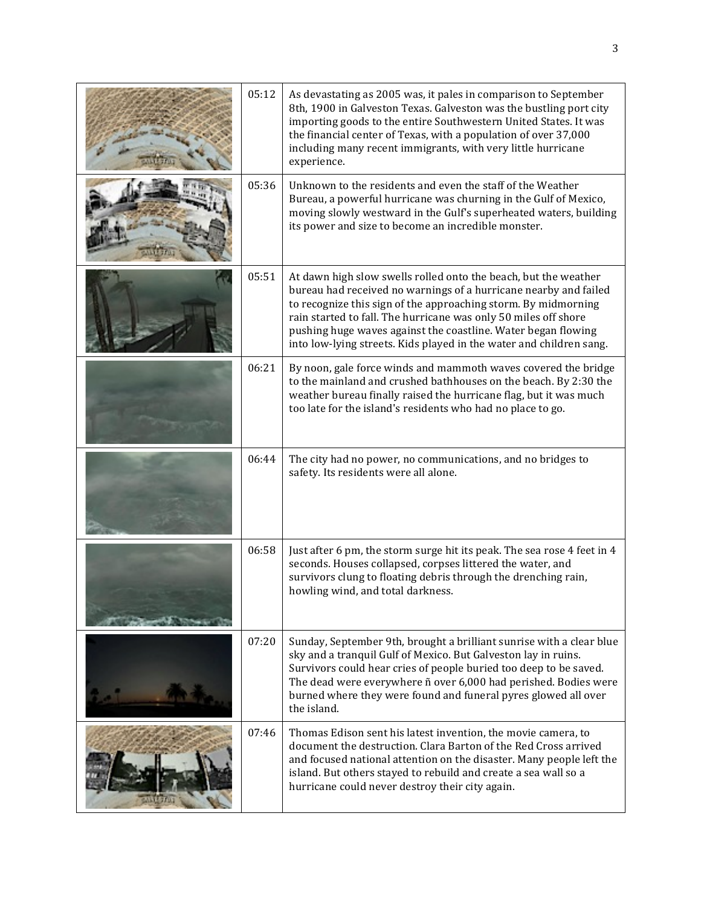| | | |
|---|---|---|
| | 05:12 | As devastating as 2005 was, it pales in comparison to September 8th, 1900 in Galveston Texas. Galveston was the bustling port city importing goods to the entire Southwestern United States. It was the financial center of Texas, with a population of over 37,000 including many recent immigrants, with very little hurricane experience. |
| | 05:36 | Unknown to the residents and even the staff of the Weather Bureau, a powerful hurricane was churning in the Gulf of Mexico, moving slowly westward in the Gulf's superheated waters, building its power and size to become an incredible monster. |
| | 05:51 | At dawn high slow swells rolled onto the beach, but the weather bureau had received no warnings of a hurricane nearby and failed to recognize this sign of the approaching storm. By midmorning rain started to fall. The hurricane was only 50 miles off shore pushing huge waves against the coastline. Water began flowing into low-lying streets. Kids played in the water and children sang. |
| | 06:21 | By noon, gale force winds and mammoth waves covered the bridge to the mainland and crushed bathhouses on the beach. By 2:30 the weather bureau finally raised the hurricane flag, but it was much too late for the island's residents who had no place to go. |
| | 06:44 | The city had no power, no communications, and no bridges to safety. Its residents were all alone. |
| | 06:58 | Just after 6 pm, the storm surge hit its peak. The sea rose 4 feet in 4 seconds. Houses collapsed, corpses littered the water, and survivors clung to floating debris through the drenching rain, howling wind, and total darkness. |
| | 07:20 | Sunday, September 9th, brought a brilliant sunrise with a clear blue sky and a tranquil Gulf of Mexico. But Galveston lay in ruins. Survivors could hear cries of people buried too deep to be saved. The dead were everywhere ñ over 6,000 had perished. Bodies were burned where they were found and funeral pyres glowed all over the island. |
| | 07:46 | Thomas Edison sent his latest invention, the movie camera, to document the destruction. Clara Barton of the Red Cross arrived and focused national attention on the disaster. Many people left the island. But others stayed to rebuild and create a sea wall so a hurricane could never destroy their city again. |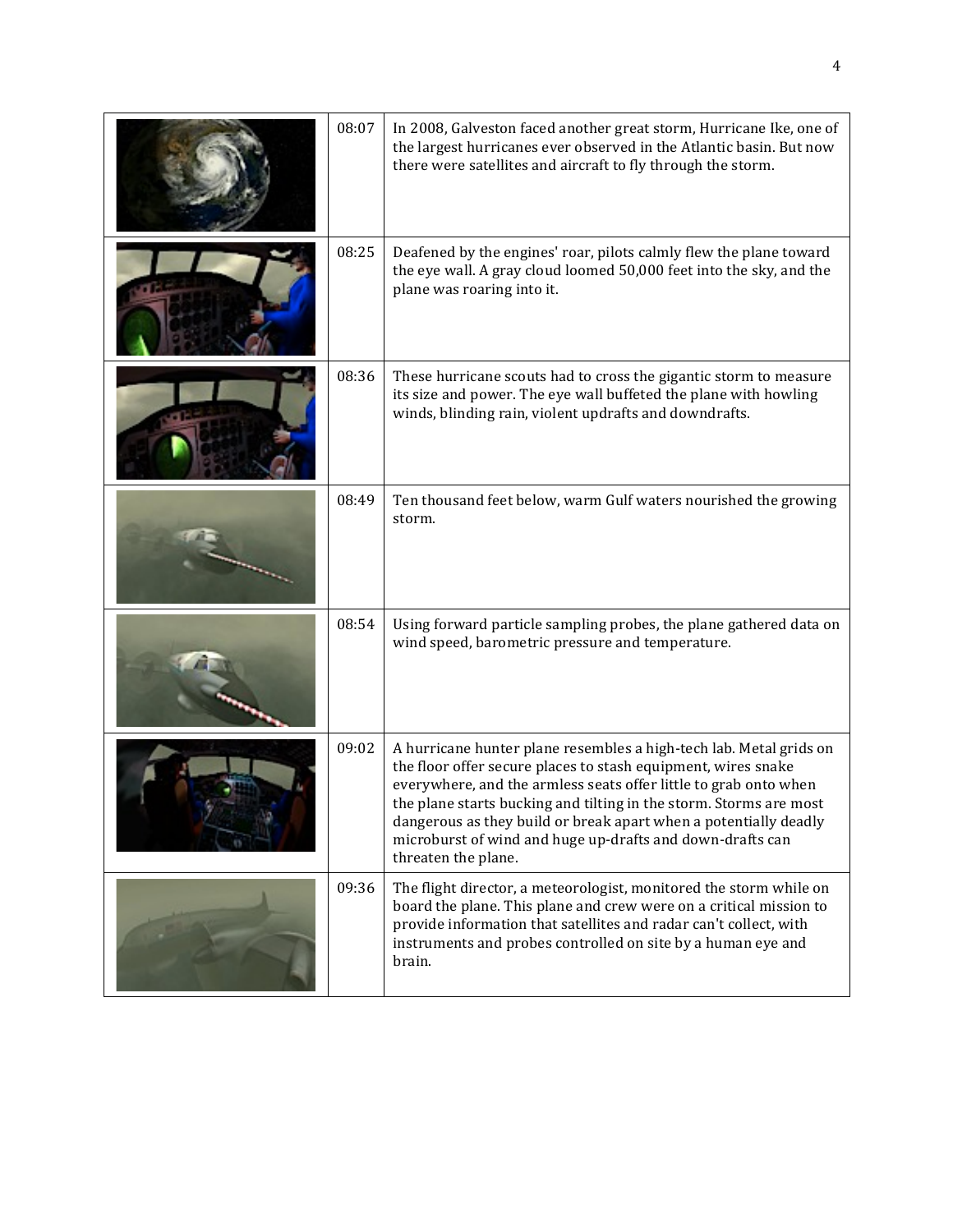| | | |
|---|---|---|
| | 08:07 | In 2008, Galveston faced another great storm, Hurricane Ike, one of the largest hurricanes ever observed in the Atlantic basin. But now there were satellites and aircraft to fly through the storm. |
| | 08:25 | Deafened by the engines' roar, pilots calmly flew the plane toward the eye wall. A gray cloud loomed 50,000 feet into the sky, and the plane was roaring into it. |
| | 08:36 | These hurricane scouts had to cross the gigantic storm to measure its size and power. The eye wall buffeted the plane with howling winds, blinding rain, violent updrafts and downdrafts. |
| | 08:49 | Ten thousand feet below, warm Gulf waters nourished the growing storm. |
| | 08:54 | Using forward particle sampling probes, the plane gathered data on wind speed, barometric pressure and temperature. |
| | 09:02 | A hurricane hunter plane resembles a high-tech lab. Metal grids on the floor offer secure places to stash equipment, wires snake everywhere, and the armless seats offer little to grab onto when the plane starts bucking and tilting in the storm. Storms are most dangerous as they build or break apart when a potentially deadly microburst of wind and huge up-drafts and down-drafts can threaten the plane. |
| | 09:36 | The flight director, a meteorologist, monitored the storm while on board the plane. This plane and crew were on a critical mission to provide information that satellites and radar can't collect, with instruments and probes controlled on site by a human eye and brain. |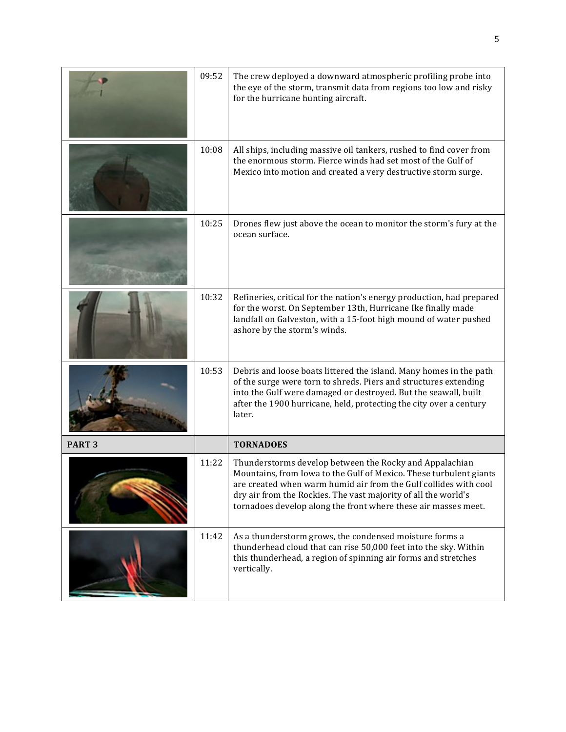| | | |
|---|---|---|
| | 09:52 | The crew deployed a downward atmospheric profiling probe into the eye of the storm, transmit data from regions too low and risky for the hurricane hunting aircraft. |
| | 10:08 | All ships, including massive oil tankers, rushed to find cover from the enormous storm. Fierce winds had set most of the Gulf of Mexico into motion and created a very destructive storm surge. |
| | 10:25 | Drones flew just above the ocean to monitor the storm's fury at the ocean surface. |
| | 10:32 | Refineries, critical for the nation's energy production, had prepared for the worst. On September 13th, Hurricane Ike finally made landfall on Galveston, with a 15-foot high mound of water pushed ashore by the storm's winds. |
| | 10:53 | Debris and loose boats littered the island. Many homes in the path of the surge were torn to shreds. Piers and structures extending into the Gulf were damaged or destroyed. But the seawall, built after the 1900 hurricane, held, protecting the city over a century later. |
| **PART 3** | | **TORNADOES** |
| | 11:22 | Thunderstorms develop between the Rocky and Appalachian Mountains, from Iowa to the Gulf of Mexico. These turbulent giants are created when warm humid air from the Gulf collides with cool dry air from the Rockies. The vast majority of all the world's tornadoes develop along the front where these air masses meet. |
| | 11:42 | As a thunderstorm grows, the condensed moisture forms a thunderhead cloud that can rise 50,000 feet into the sky. Within this thunderhead, a region of spinning air forms and stretches vertically. |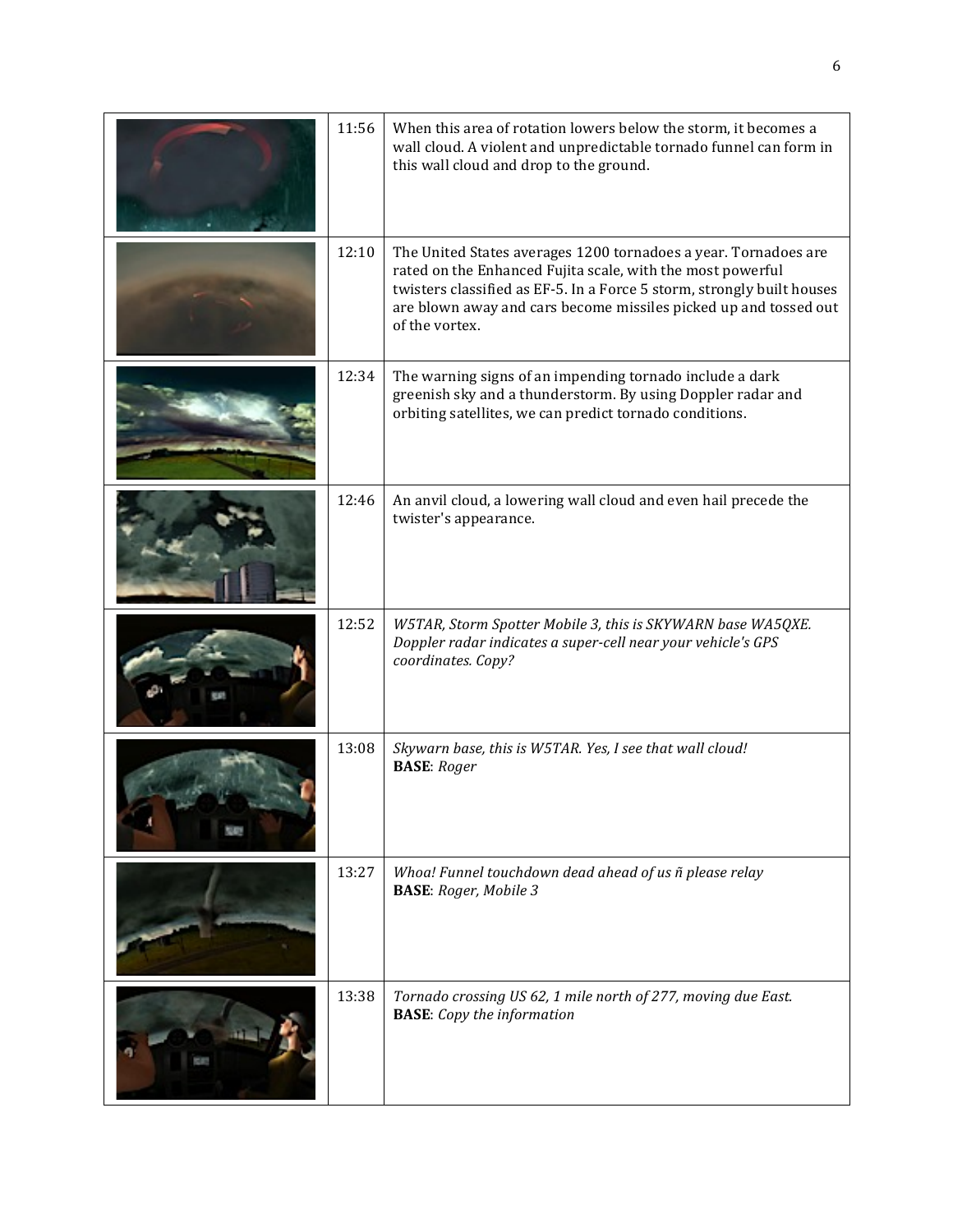|  | Time | Narration |
|---|---|---|
|  | 11:56 | When this area of rotation lowers below the storm, it becomes a wall cloud. A violent and unpredictable tornado funnel can form in this wall cloud and drop to the ground. |
|  | 12:10 | The United States averages 1200 tornadoes a year. Tornadoes are rated on the Enhanced Fujita scale, with the most powerful twisters classified as EF-5. In a Force 5 storm, strongly built houses are blown away and cars become missiles picked up and tossed out of the vortex. |
|  | 12:34 | The warning signs of an impending tornado include a dark greenish sky and a thunderstorm. By using Doppler radar and orbiting satellites, we can predict tornado conditions. |
|  | 12:46 | An anvil cloud, a lowering wall cloud and even hail precede the twister's appearance. |
|  | 12:52 | *W5TAR, Storm Spotter Mobile 3, this is SKYWARN base WA5QXE. Doppler radar indicates a super-cell near your vehicle's GPS coordinates. Copy?* |
|  | 13:08 | *Skywarn base, this is W5TAR. Yes, I see that wall cloud!* **BASE**: *Roger* |
|  | 13:27 | *Whoa! Funnel touchdown dead ahead of us ñ please relay* **BASE**: *Roger, Mobile 3* |
|  | 13:38 | *Tornado crossing US 62, 1 mile north of 277, moving due East.* **BASE**: *Copy the information* |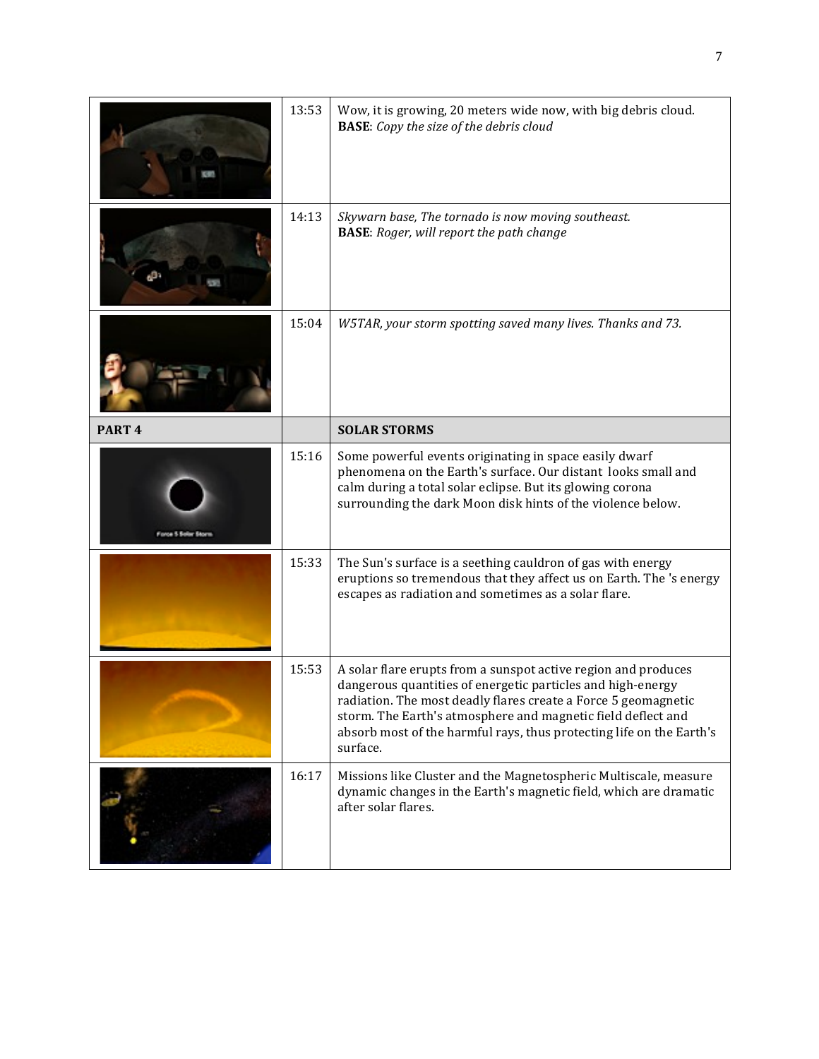| | | |
|---|---|---|
| | 13:53 | Wow, it is growing, 20 meters wide now, with big debris cloud.<br>**BASE**: *Copy the size of the debris cloud* |
| | 14:13 | *Skywarn base, The tornado is now moving southeast.*<br>**BASE**: *Roger, will report the path change* |
| | 15:04 | *W5TAR, your storm spotting saved many lives. Thanks and 73.* |
| **PART 4** | | **SOLAR STORMS** |
| | 15:16 | Some powerful events originating in space easily dwarf phenomena on the Earth's surface. Our distant looks small and calm during a total solar eclipse. But its glowing corona surrounding the dark Moon disk hints of the violence below. |
| | 15:33 | The Sun's surface is a seething cauldron of gas with energy eruptions so tremendous that they affect us on Earth. The 's energy escapes as radiation and sometimes as a solar flare. |
| | 15:53 | A solar flare erupts from a sunspot active region and produces dangerous quantities of energetic particles and high-energy radiation. The most deadly flares create a Force 5 geomagnetic storm. The Earth's atmosphere and magnetic field deflect and absorb most of the harmful rays, thus protecting life on the Earth's surface. |
| | 16:17 | Missions like Cluster and the Magnetospheric Multiscale, measure dynamic changes in the Earth's magnetic field, which are dramatic after solar flares. |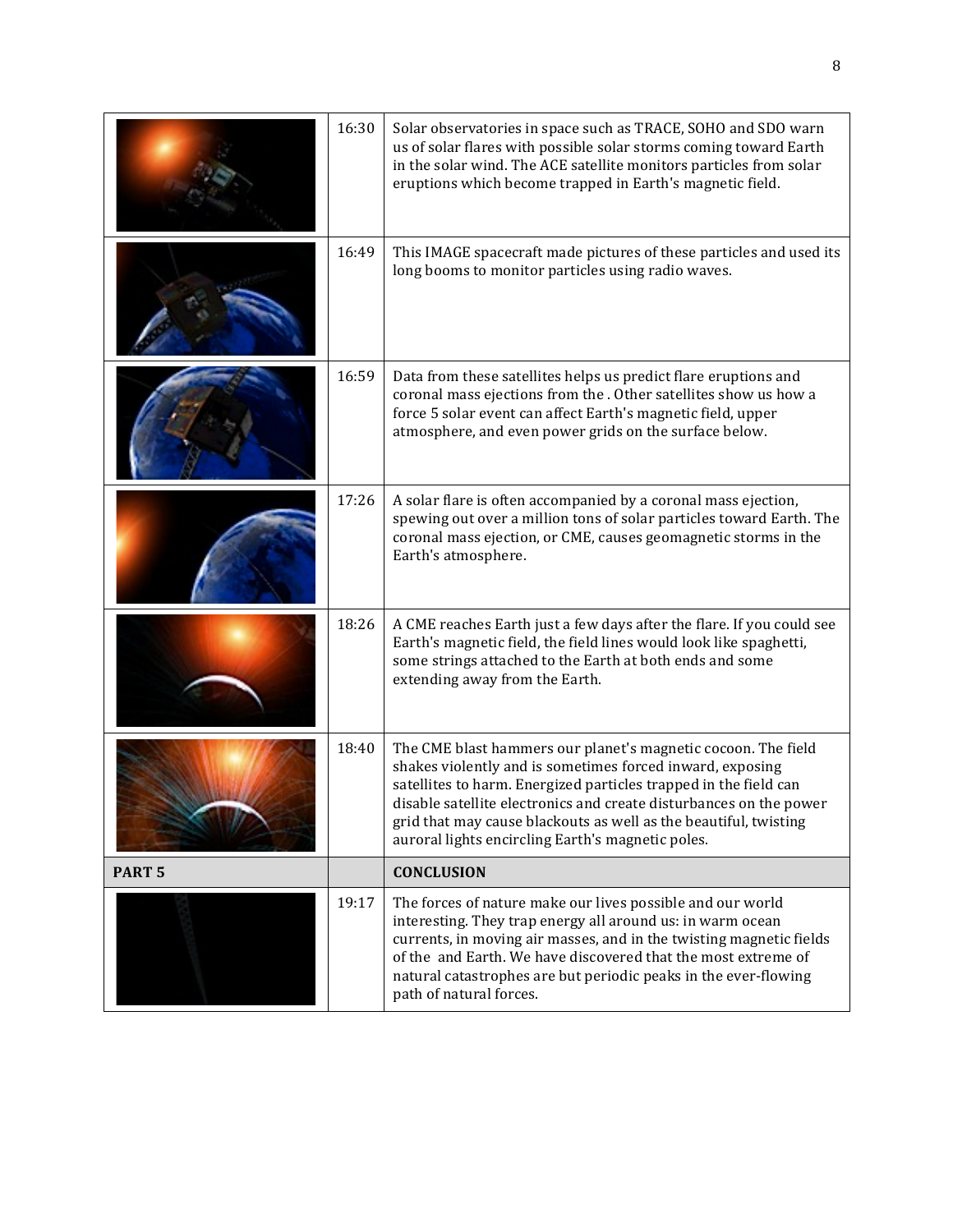| | | |
|---|---|---|
| | 16:30 | Solar observatories in space such as TRACE, SOHO and SDO warn us of solar flares with possible solar storms coming toward Earth in the solar wind. The ACE satellite monitors particles from solar eruptions which become trapped in Earth's magnetic field. |
| | 16:49 | This IMAGE spacecraft made pictures of these particles and used its long booms to monitor particles using radio waves. |
| | 16:59 | Data from these satellites helps us predict flare eruptions and coronal mass ejections from the . Other satellites show us how a force 5 solar event can affect Earth's magnetic field, upper atmosphere, and even power grids on the surface below. |
| | 17:26 | A solar flare is often accompanied by a coronal mass ejection, spewing out over a million tons of solar particles toward Earth. The coronal mass ejection, or CME, causes geomagnetic storms in the Earth's atmosphere. |
| | 18:26 | A CME reaches Earth just a few days after the flare. If you could see Earth's magnetic field, the field lines would look like spaghetti, some strings attached to the Earth at both ends and some extending away from the Earth. |
| | 18:40 | The CME blast hammers our planet's magnetic cocoon. The field shakes violently and is sometimes forced inward, exposing satellites to harm. Energized particles trapped in the field can disable satellite electronics and create disturbances on the power grid that may cause blackouts as well as the beautiful, twisting auroral lights encircling Earth's magnetic poles. |
| **PART 5** | | **CONCLUSION** |
| | 19:17 | The forces of nature make our lives possible and our world interesting. They trap energy all around us: in warm ocean currents, in moving air masses, and in the twisting magnetic fields of the  and Earth. We have discovered that the most extreme of natural catastrophes are but periodic peaks in the ever-flowing path of natural forces. |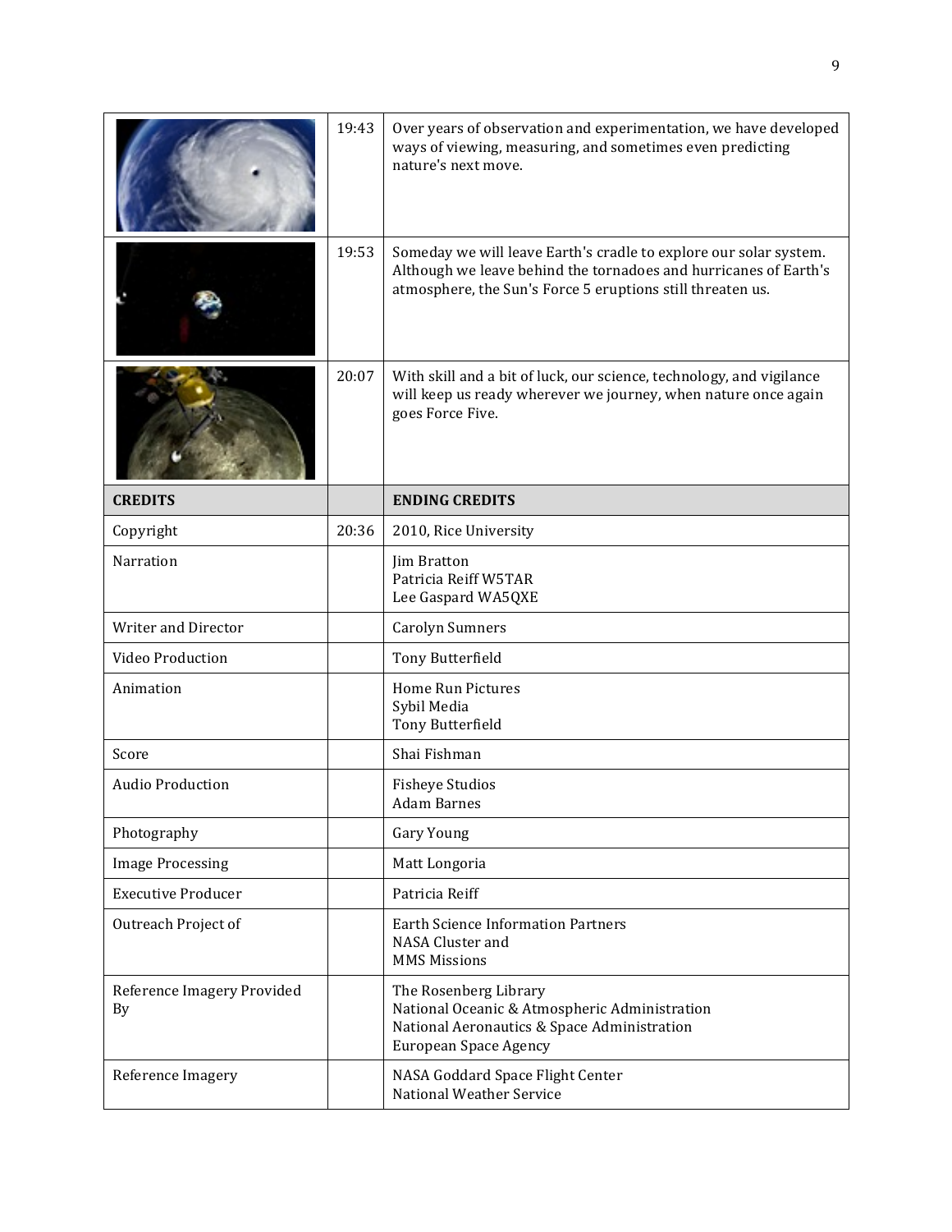| | | |
|---|---|---|
| | 19:43 | Over years of observation and experimentation, we have developed ways of viewing, measuring, and sometimes even predicting nature's next move. |
| | 19:53 | Someday we will leave Earth's cradle to explore our solar system. Although we leave behind the tornadoes and hurricanes of Earth's atmosphere, the Sun's Force 5 eruptions still threaten us. |
| | 20:07 | With skill and a bit of luck, our science, technology, and vigilance will keep us ready wherever we journey, when nature once again goes Force Five. |
| **CREDITS** | | **ENDING CREDITS** |
| Copyright | 20:36 | 2010, Rice University |
| Narration | | Jim Bratton<br>Patricia Reiff W5TAR<br>Lee Gaspard WA5QXE |
| Writer and Director | | Carolyn Sumners |
| Video Production | | Tony Butterfield |
| Animation | | Home Run Pictures<br>Sybil Media<br>Tony Butterfield |
| Score | | Shai Fishman |
| Audio Production | | Fisheye Studios<br>Adam Barnes |
| Photography | | Gary Young |
| Image Processing | | Matt Longoria |
| Executive Producer | | Patricia Reiff |
| Outreach Project of | | Earth Science Information Partners<br>NASA Cluster and<br>MMS Missions |
| Reference Imagery Provided By | | The Rosenberg Library<br>National Oceanic & Atmospheric Administration<br>National Aeronautics & Space Administration<br>European Space Agency |
| Reference Imagery | | NASA Goddard Space Flight Center<br>National Weather Service |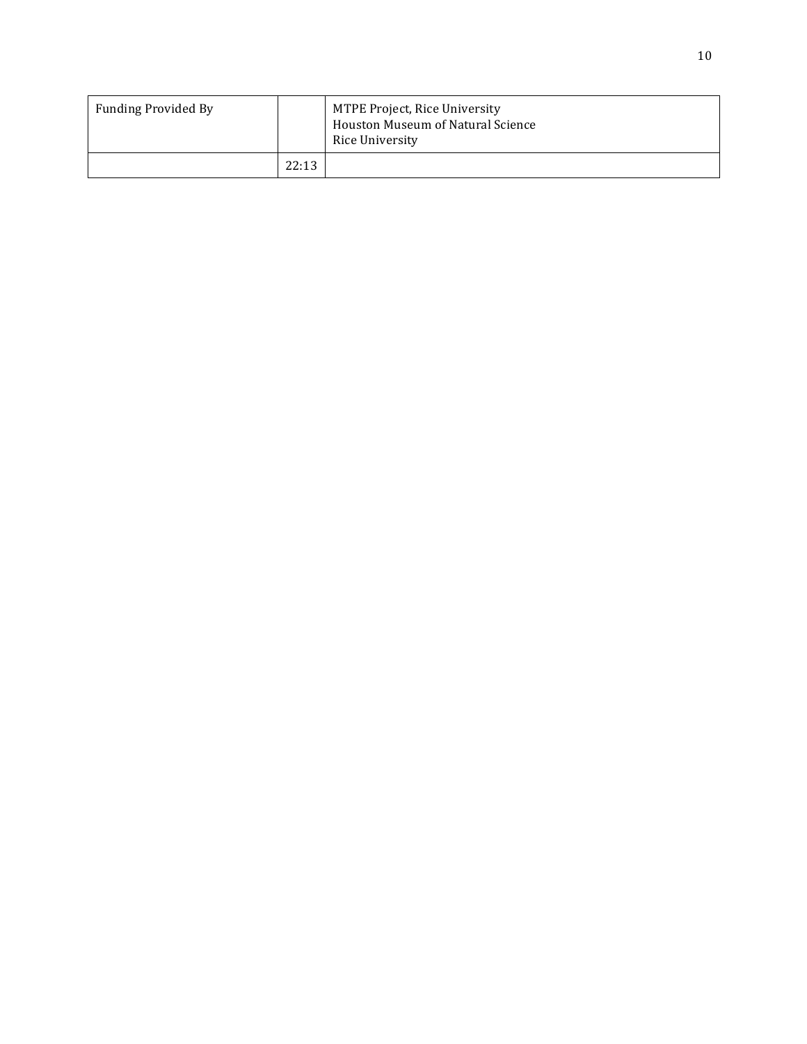| | | |
|---|---|---|
| Funding Provided By | | MTPE Project, Rice University<br>Houston Museum of Natural Science<br>Rice University |
| | 22:13 | |